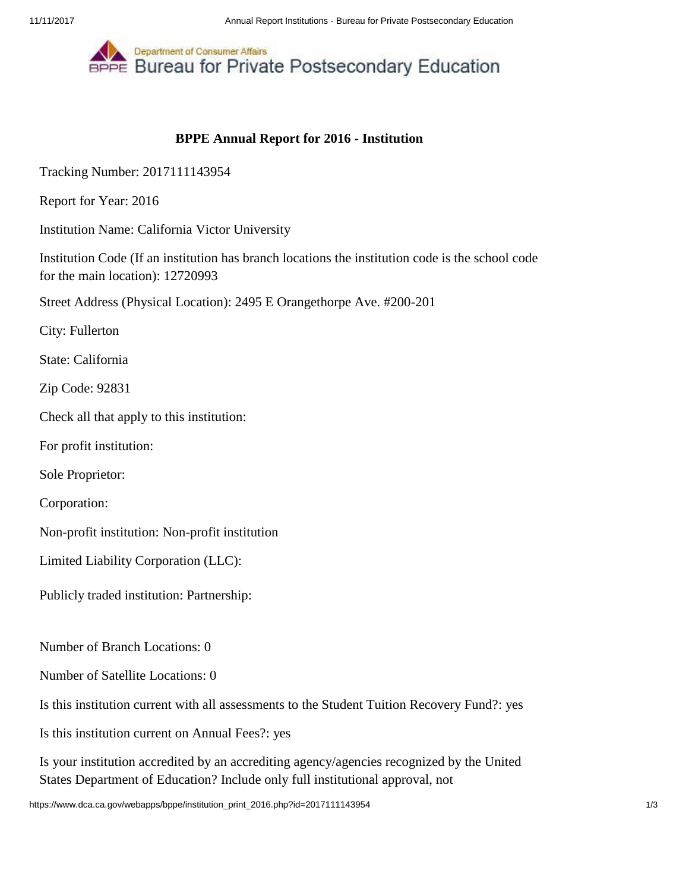Department of Consumer Affairs
Bureau for Private Postsecondary Education

## BPPE Annual Report for 2016 - Institution

Tracking Number: 2017111143954

Report for Year: 2016

Institution Name: California Victor University

Institution Code (If an institution has branch locations the institution code is the school code for the main location): 12720993

Street Address (Physical Location): 2495 E Orangethorpe Ave. #200-201

City: Fullerton

State: California

Zip Code: 92831

Check all that apply to this institution:

For profit institution:

Sole Proprietor:

Corporation:

Non-profit institution: Non-profit institution

Limited Liability Corporation (LLC):

Publicly traded institution: Partnership:

Number of Branch Locations: 0

Number of Satellite Locations: 0

Is this institution current with all assessments to the Student Tuition Recovery Fund?: yes

Is this institution current on Annual Fees?: yes

Is your institution accredited by an accrediting agency/agencies recognized by the United States Department of Education? Include only full institutional approval, not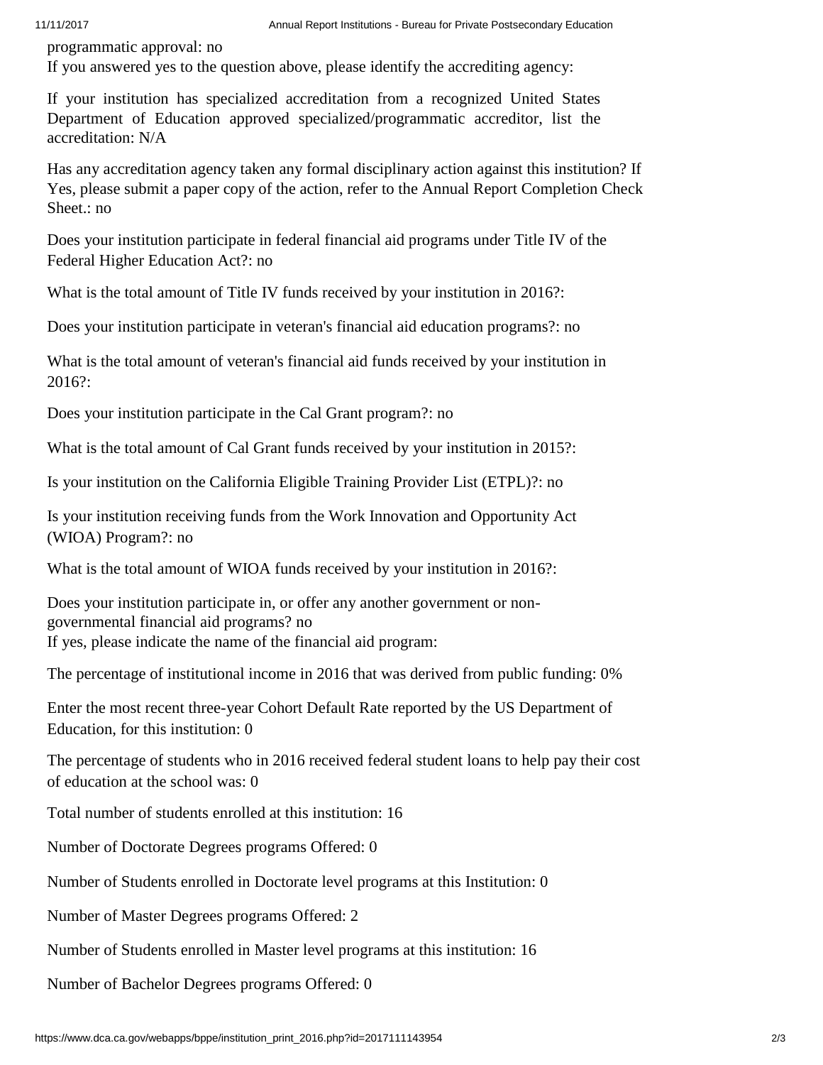programmatic approval: no
If you answered yes to the question above, please identify the accrediting agency:

If your institution has specialized accreditation from a recognized United States Department of Education approved specialized/programmatic accreditor, list the accreditation: N/A

Has any accreditation agency taken any formal disciplinary action against this institution? If Yes, please submit a paper copy of the action, refer to the Annual Report Completion Check Sheet.: no

Does your institution participate in federal financial aid programs under Title IV of the Federal Higher Education Act?: no

What is the total amount of Title IV funds received by your institution in 2016?:

Does your institution participate in veteran's financial aid education programs?: no

What is the total amount of veteran's financial aid funds received by your institution in 2016?:

Does your institution participate in the Cal Grant program?: no

What is the total amount of Cal Grant funds received by your institution in 2015?:

Is your institution on the California Eligible Training Provider List (ETPL)?: no

Is your institution receiving funds from the Work Innovation and Opportunity Act (WIOA) Program?: no

What is the total amount of WIOA funds received by your institution in 2016?:

Does your institution participate in, or offer any another government or non-governmental financial aid programs? no
If yes, please indicate the name of the financial aid program:

The percentage of institutional income in 2016 that was derived from public funding: 0%

Enter the most recent three-year Cohort Default Rate reported by the US Department of Education, for this institution: 0

The percentage of students who in 2016 received federal student loans to help pay their cost of education at the school was: 0

Total number of students enrolled at this institution: 16

Number of Doctorate Degrees programs Offered: 0

Number of Students enrolled in Doctorate level programs at this Institution: 0

Number of Master Degrees programs Offered: 2

Number of Students enrolled in Master level programs at this institution: 16

Number of Bachelor Degrees programs Offered: 0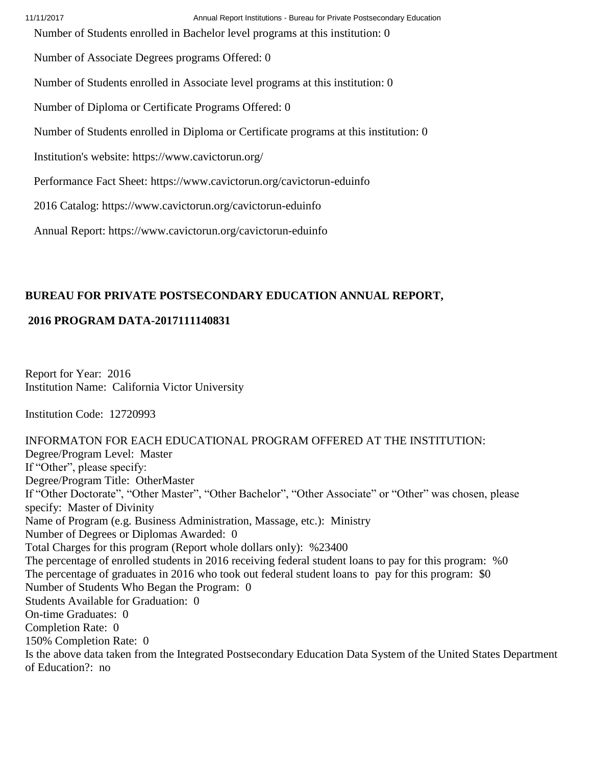Number of Students enrolled in Bachelor level programs at this institution: 0

Number of Associate Degrees programs Offered: 0

Number of Students enrolled in Associate level programs at this institution: 0

Number of Diploma or Certificate Programs Offered: 0

Number of Students enrolled in Diploma or Certificate programs at this institution: 0

Institution's website: https://www.cavictorun.org/

Performance Fact Sheet: https://www.cavictorun.org/cavictorun-eduinfo

2016 Catalog: https://www.cavictorun.org/cavictorun-eduinfo

Annual Report: https://www.cavictorun.org/cavictorun-eduinfo

**BUREAU FOR PRIVATE POSTSECONDARY EDUCATION ANNUAL REPORT,**

**2016 PROGRAM DATA-2017111140831**

Report for Year: 2016
Institution Name: California Victor University

Institution Code: 12720993

INFORMATON FOR EACH EDUCATIONAL PROGRAM OFFERED AT THE INSTITUTION:
Degree/Program Level: Master
If "Other", please specify:
Degree/Program Title: OtherMaster
If "Other Doctorate", "Other Master", "Other Bachelor", "Other Associate" or "Other" was chosen, please specify: Master of Divinity
Name of Program (e.g. Business Administration, Massage, etc.): Ministry
Number of Degrees or Diplomas Awarded: 0
Total Charges for this program (Report whole dollars only): %23400
The percentage of enrolled students in 2016 receiving federal student loans to pay for this program: %0
The percentage of graduates in 2016 who took out federal student loans to pay for this program: $0
Number of Students Who Began the Program: 0
Students Available for Graduation: 0
On-time Graduates: 0
Completion Rate: 0
150% Completion Rate: 0
Is the above data taken from the Integrated Postsecondary Education Data System of the United States Department of Education?: no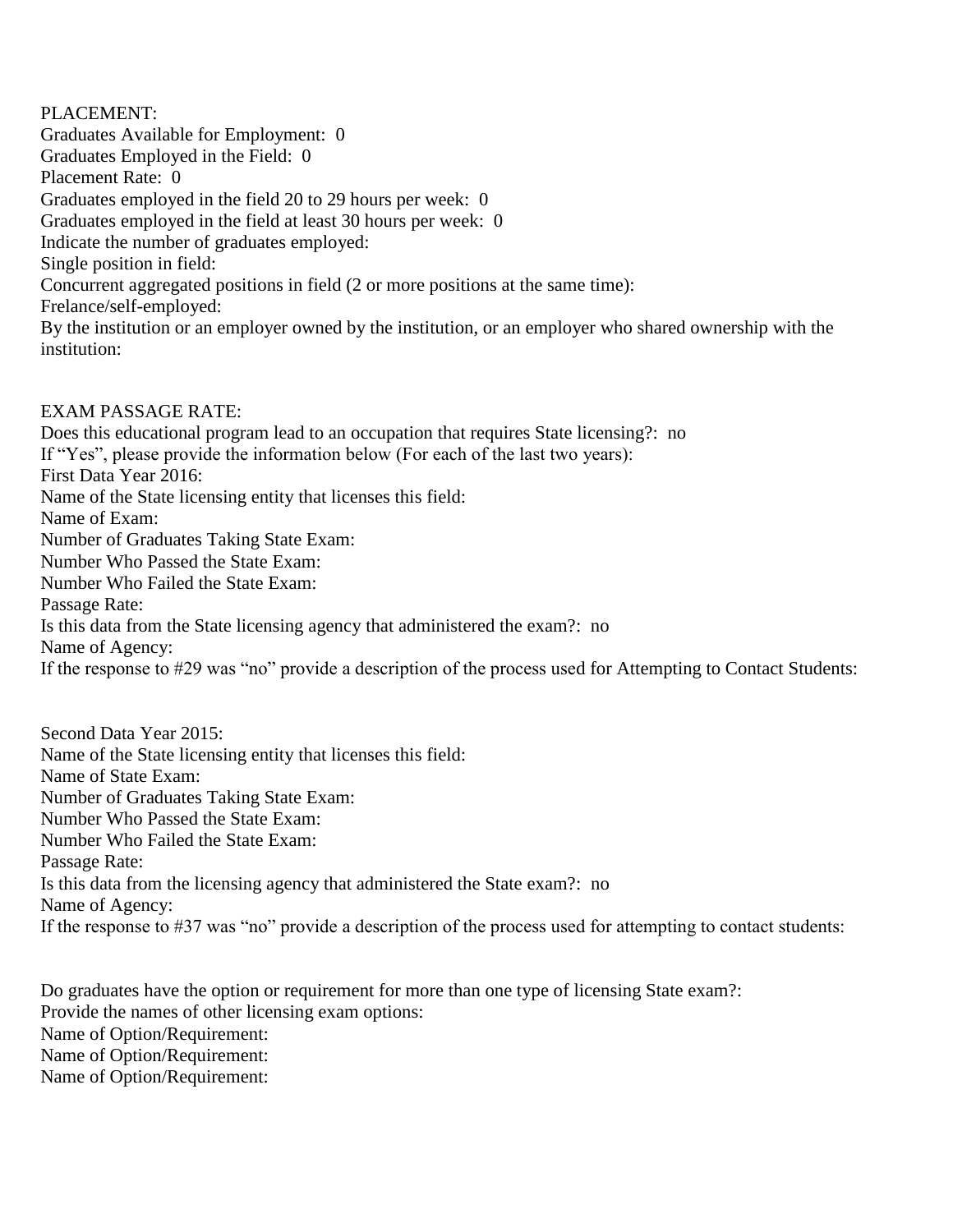PLACEMENT:
Graduates Available for Employment: 0
Graduates Employed in the Field: 0
Placement Rate: 0
Graduates employed in the field 20 to 29 hours per week: 0
Graduates employed in the field at least 30 hours per week: 0
Indicate the number of graduates employed:
Single position in field:
Concurrent aggregated positions in field (2 or more positions at the same time):
Frelance/self-employed:
By the institution or an employer owned by the institution, or an employer who shared ownership with the institution:

EXAM PASSAGE RATE:
Does this educational program lead to an occupation that requires State licensing?: no
If "Yes", please provide the information below (For each of the last two years):
First Data Year 2016:
Name of the State licensing entity that licenses this field:
Name of Exam:
Number of Graduates Taking State Exam:
Number Who Passed the State Exam:
Number Who Failed the State Exam:
Passage Rate:
Is this data from the State licensing agency that administered the exam?: no
Name of Agency:
If the response to #29 was "no" provide a description of the process used for Attempting to Contact Students:

Second Data Year 2015:
Name of the State licensing entity that licenses this field:
Name of State Exam:
Number of Graduates Taking State Exam:
Number Who Passed the State Exam:
Number Who Failed the State Exam:
Passage Rate:
Is this data from the licensing agency that administered the State exam?: no
Name of Agency:
If the response to #37 was "no" provide a description of the process used for attempting to contact students:

Do graduates have the option or requirement for more than one type of licensing State exam?:
Provide the names of other licensing exam options:
Name of Option/Requirement:
Name of Option/Requirement:
Name of Option/Requirement: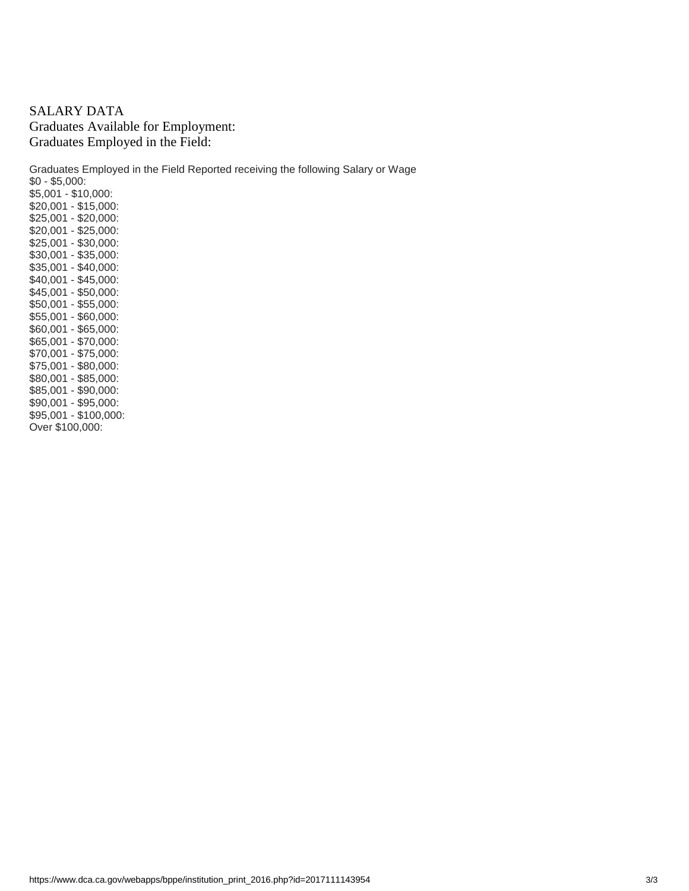SALARY DATA

Graduates Available for Employment:

Graduates Employed in the Field:

Graduates Employed in the Field Reported receiving the following Salary or Wage

$0 - $5,000:
$5,001 - $10,000:
$20,001 - $15,000:
$25,001 - $20,000:
$20,001 - $25,000:
$25,001 - $30,000:
$30,001 - $35,000:
$35,001 - $40,000:
$40,001 - $45,000:
$45,001 - $50,000:
$50,001 - $55,000:
$55,001 - $60,000:
$60,001 - $65,000:
$65,001 - $70,000:
$70,001 - $75,000:
$75,001 - $80,000:
$80,001 - $85,000:
$85,001 - $90,000:
$90,001 - $95,000:
$95,001 - $100,000:
Over $100,000: